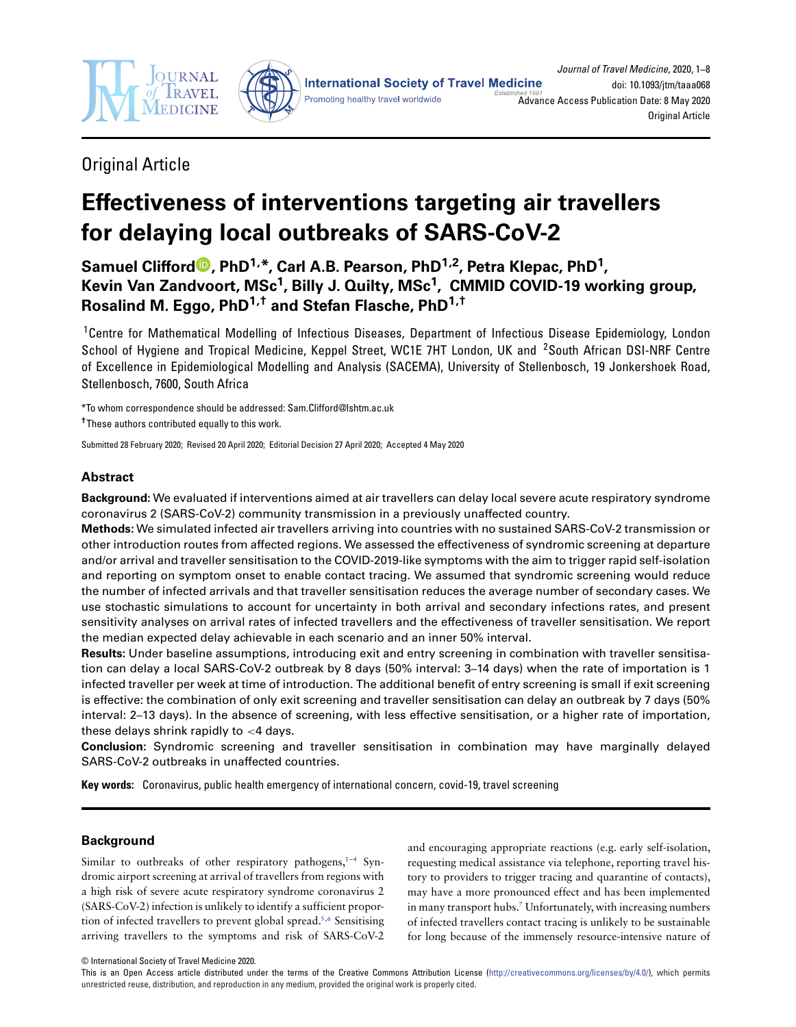Original Article

# Effectiveness of interventions targeting air travellers for delaying local outbreaks of SARS-CoV-2

**Samuel Clifford, PhD[1,*], Carl A.B. Pearson, PhD[1,2], Petra Klepac, PhD[1], Kevin Van Zandvoort, MSc[1], Billy J. Quilty, MSc[1], CMMID COVID-19 working group, Rosalind M. Eggo, PhD[1,†] and Stefan Flasche, PhD[1,†]**

[1]Centre for Mathematical Modelling of Infectious Diseases, Department of Infectious Disease Epidemiology, London School of Hygiene and Tropical Medicine, Keppel Street, WC1E 7HT London, UK and [2]South African DSI-NRF Centre of Excellence in Epidemiological Modelling and Analysis (SACEMA), University of Stellenbosch, 19 Jonkershoek Road, Stellenbosch, 7600, South Africa

*To whom correspondence should be addressed: Sam.Clifford@lshtm.ac.uk

†These authors contributed equally to this work.

Submitted 28 February 2020; Revised 20 April 2020; Editorial Decision 27 April 2020; Accepted 4 May 2020

## Abstract

**Background:** We evaluated if interventions aimed at air travellers can delay local severe acute respiratory syndrome coronavirus 2 (SARS-CoV-2) community transmission in a previously unaffected country.

**Methods:** We simulated infected air travellers arriving into countries with no sustained SARS-CoV-2 transmission or other introduction routes from affected regions. We assessed the effectiveness of syndromic screening at departure and/or arrival and traveller sensitisation to the COVID-2019-like symptoms with the aim to trigger rapid self-isolation and reporting on symptom onset to enable contact tracing. We assumed that syndromic screening would reduce the number of infected arrivals and that traveller sensitisation reduces the average number of secondary cases. We use stochastic simulations to account for uncertainty in both arrival and secondary infections rates, and present sensitivity analyses on arrival rates of infected travellers and the effectiveness of traveller sensitisation. We report the median expected delay achievable in each scenario and an inner 50% interval.

**Results:** Under baseline assumptions, introducing exit and entry screening in combination with traveller sensitisation can delay a local SARS-CoV-2 outbreak by 8 days (50% interval: 3–14 days) when the rate of importation is 1 infected traveller per week at time of introduction. The additional benefit of entry screening is small if exit screening is effective: the combination of only exit screening and traveller sensitisation can delay an outbreak by 7 days (50% interval: 2–13 days). In the absence of screening, with less effective sensitisation, or a higher rate of importation, these delays shrink rapidly to <4 days.

**Conclusion:** Syndromic screening and traveller sensitisation in combination may have marginally delayed SARS-CoV-2 outbreaks in unaffected countries.

**Key words:** Coronavirus, public health emergency of international concern, covid-19, travel screening

## Background

Similar to outbreaks of other respiratory pathogens,[1–4] Syndromic airport screening at arrival of travellers from regions with a high risk of severe acute respiratory syndrome coronavirus 2 (SARS-CoV-2) infection is unlikely to identify a sufficient proportion of infected travellers to prevent global spread.[5,6] Sensitising arriving travellers to the symptoms and risk of SARS-CoV-2 and encouraging appropriate reactions (e.g. early self-isolation, requesting medical assistance via telephone, reporting travel history to providers to trigger tracing and quarantine of contacts), may have a more pronounced effect and has been implemented in many transport hubs.[7] Unfortunately, with increasing numbers of infected travellers contact tracing is unlikely to be sustainable for long because of the immensely resource-intensive nature of

© International Society of Travel Medicine 2020.

This is an Open Access article distributed under the terms of the Creative Commons Attribution License (http://creativecommons.org/licenses/by/4.0/), which permits unrestricted reuse, distribution, and reproduction in any medium, provided the original work is properly cited.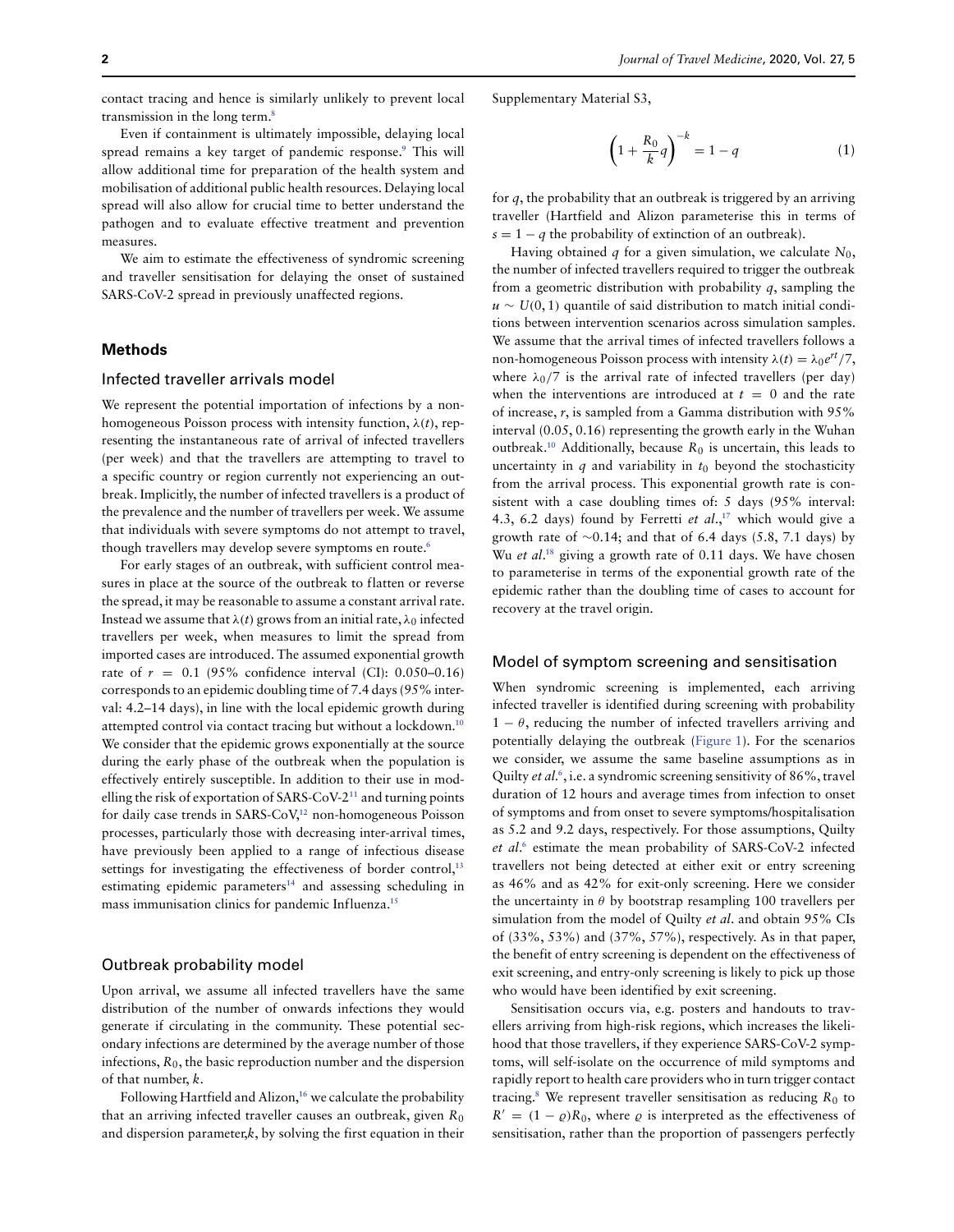contact tracing and hence is similarly unlikely to prevent local transmission in the long term.[8]

Even if containment is ultimately impossible, delaying local spread remains a key target of pandemic response.[9] This will allow additional time for preparation of the health system and mobilisation of additional public health resources. Delaying local spread will also allow for crucial time to better understand the pathogen and to evaluate effective treatment and prevention measures.

We aim to estimate the effectiveness of syndromic screening and traveller sensitisation for delaying the onset of sustained SARS-CoV-2 spread in previously unaffected regions.

## Methods

### Infected traveller arrivals model

We represent the potential importation of infections by a non-homogeneous Poisson process with intensity function, $\lambda(t)$, representing the instantaneous rate of arrival of infected travellers (per week) and that the travellers are attempting to travel to a specific country or region currently not experiencing an outbreak. Implicitly, the number of infected travellers is a product of the prevalence and the number of travellers per week. We assume that individuals with severe symptoms do not attempt to travel, though travellers may develop severe symptoms en route.[6]

For early stages of an outbreak, with sufficient control measures in place at the source of the outbreak to flatten or reverse the spread, it may be reasonable to assume a constant arrival rate. Instead we assume that $\lambda(t)$ grows from an initial rate, $\lambda_0$ infected travellers per week, when measures to limit the spread from imported cases are introduced. The assumed exponential growth rate of $r = 0.1$ (95% confidence interval (CI): 0.050–0.16) corresponds to an epidemic doubling time of 7.4 days (95% interval: 4.2–14 days), in line with the local epidemic growth during attempted control via contact tracing but without a lockdown.[10] We consider that the epidemic grows exponentially at the source during the early phase of the outbreak when the population is effectively entirely susceptible. In addition to their use in modelling the risk of exportation of SARS-CoV-2[11] and turning points for daily case trends in SARS-CoV,[12] non-homogeneous Poisson processes, particularly those with decreasing inter-arrival times, have previously been applied to a range of infectious disease settings for investigating the effectiveness of border control,[13] estimating epidemic parameters[14] and assessing scheduling in mass immunisation clinics for pandemic Influenza.[15]

### Outbreak probability model

Upon arrival, we assume all infected travellers have the same distribution of the number of onwards infections they would generate if circulating in the community. These potential secondary infections are determined by the average number of those infections, $R_0$, the basic reproduction number and the dispersion of that number, $k$.

Following Hartfield and Alizon,[16] we calculate the probability that an arriving infected traveller causes an outbreak, given $R_0$ and dispersion parameter, $k$, by solving the first equation in their Supplementary Material S3,

$$\left(1 + \frac{R_0}{k}q\right)^{-k} = 1 - q \tag{1}$$

for $q$, the probability that an outbreak is triggered by an arriving traveller (Hartfield and Alizon parameterise this in terms of $s = 1 - q$ the probability of extinction of an outbreak).

Having obtained $q$ for a given simulation, we calculate $N_0$, the number of infected travellers required to trigger the outbreak from a geometric distribution with probability $q$, sampling the $u \sim U(0, 1)$ quantile of said distribution to match initial conditions between intervention scenarios across simulation samples. We assume that the arrival times of infected travellers follows a non-homogeneous Poisson process with intensity $\lambda(t) = \lambda_0 e^{rt}/7$, where $\lambda_0/7$ is the arrival rate of infected travellers (per day) when the interventions are introduced at $t = 0$ and the rate of increase, $r$, is sampled from a Gamma distribution with 95% interval (0.05, 0.16) representing the growth early in the Wuhan outbreak.[10] Additionally, because $R_0$ is uncertain, this leads to uncertainty in $q$ and variability in $t_0$ beyond the stochasticity from the arrival process. This exponential growth rate is consistent with a case doubling times of: 5 days (95% interval: 4.3, 6.2 days) found by Ferretti *et al*.,[17] which would give a growth rate of ~0.14; and that of 6.4 days (5.8, 7.1 days) by Wu *et al*.[18] giving a growth rate of 0.11 days. We have chosen to parameterise in terms of the exponential growth rate of the epidemic rather than the doubling time of cases to account for recovery at the travel origin.

### Model of symptom screening and sensitisation

When syndromic screening is implemented, each arriving infected traveller is identified during screening with probability $1 - \theta$, reducing the number of infected travellers arriving and potentially delaying the outbreak (Figure 1). For the scenarios we consider, we assume the same baseline assumptions as in Quilty *et al*.[6], i.e. a syndromic screening sensitivity of 86%, travel duration of 12 hours and average times from infection to onset of symptoms and from onset to severe symptoms/hospitalisation as 5.2 and 9.2 days, respectively. For those assumptions, Quilty *et al*.[6] estimate the mean probability of SARS-CoV-2 infected travellers not being detected at either exit or entry screening as 46% and as 42% for exit-only screening. Here we consider the uncertainty in $\theta$ by bootstrap resampling 100 travellers per simulation from the model of Quilty *et al*. and obtain 95% CIs of (33%, 53%) and (37%, 57%), respectively. As in that paper, the benefit of entry screening is dependent on the effectiveness of exit screening, and entry-only screening is likely to pick up those who would have been identified by exit screening.

Sensitisation occurs via, e.g. posters and handouts to travellers arriving from high-risk regions, which increases the likelihood that those travellers, if they experience SARS-CoV-2 symptoms, will self-isolate on the occurrence of mild symptoms and rapidly report to health care providers who in turn trigger contact tracing.[8] We represent traveller sensitisation as reducing $R_0$ to $R' = (1 - \varrho)R_0$, where $\varrho$ is interpreted as the effectiveness of sensitisation, rather than the proportion of passengers perfectly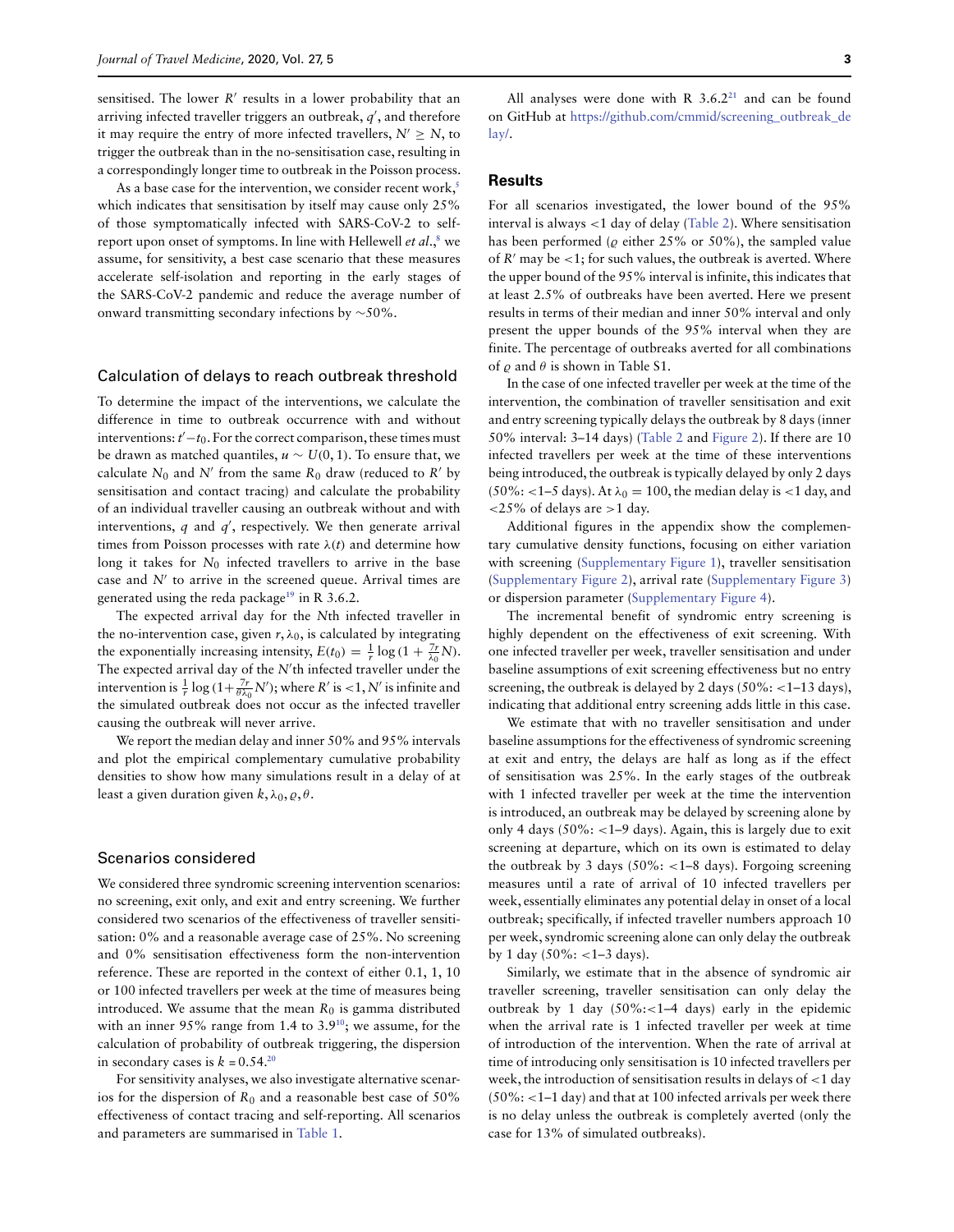sensitised. The lower $R'$ results in a lower probability that an arriving infected traveller triggers an outbreak, $q'$, and therefore it may require the entry of more infected travellers, $N' \geq N$, to trigger the outbreak than in the no-sensitisation case, resulting in a correspondingly longer time to outbreak in the Poisson process.

As a base case for the intervention, we consider recent work,[5] which indicates that sensitisation by itself may cause only 25% of those symptomatically infected with SARS-CoV-2 to self-report upon onset of symptoms. In line with Hellewell *et al*.,[8] we assume, for sensitivity, a best case scenario that these measures accelerate self-isolation and reporting in the early stages of the SARS-CoV-2 pandemic and reduce the average number of onward transmitting secondary infections by ~50%.

### Calculation of delays to reach outbreak threshold

To determine the impact of the interventions, we calculate the difference in time to outbreak occurrence with and without interventions: $t' - t_0$. For the correct comparison, these times must be drawn as matched quantiles, $u \sim U(0, 1)$. To ensure that, we calculate $N_0$ and $N'$ from the same $R_0$ draw (reduced to $R'$ by sensitisation and contact tracing) and calculate the probability of an individual traveller causing an outbreak without and with interventions, $q$ and $q'$, respectively. We then generate arrival times from Poisson processes with rate $\lambda(t)$ and determine how long it takes for $N_0$ infected travellers to arrive in the base case and $N'$ to arrive in the screened queue. Arrival times are generated using the reda package[19] in R 3.6.2.

The expected arrival day for the $N$th infected traveller in the no-intervention case, given $r, \lambda_0$, is calculated by integrating the exponentially increasing intensity, $E(t_0) = \frac{1}{r}\log\left(1 + \frac{7r}{\lambda_0}N\right)$. The expected arrival day of the $N'$th infected traveller under the intervention is $\frac{1}{r}\log\left(1+\frac{7r}{\theta\lambda_0}N'\right)$; where $R'$ is <1, $N'$ is infinite and the simulated outbreak does not occur as the infected traveller causing the outbreak will never arrive.

We report the median delay and inner 50% and 95% intervals and plot the empirical complementary cumulative probability densities to show how many simulations result in a delay of at least a given duration given $k, \lambda_0, \varrho, \theta$.

### Scenarios considered

We considered three syndromic screening intervention scenarios: no screening, exit only, and exit and entry screening. We further considered two scenarios of the effectiveness of traveller sensitisation: 0% and a reasonable average case of 25%. No screening and 0% sensitisation effectiveness form the non-intervention reference. These are reported in the context of either 0.1, 1, 10 or 100 infected travellers per week at the time of measures being introduced. We assume that the mean $R_0$ is gamma distributed with an inner 95% range from 1.4 to 3.9[10]; we assume, for the calculation of probability of outbreak triggering, the dispersion in secondary cases is $k = 0.54$.[20]

For sensitivity analyses, we also investigate alternative scenarios for the dispersion of $R_0$ and a reasonable best case of 50% effectiveness of contact tracing and self-reporting. All scenarios and parameters are summarised in Table 1.

All analyses were done with R 3.6.2[21] and can be found on GitHub at https://github.com/cmmid/screening_outbreak_delay/.

## Results

For all scenarios investigated, the lower bound of the 95% interval is always <1 day of delay (Table 2). Where sensitisation has been performed ($\varrho$ either 25% or 50%), the sampled value of $R'$ may be <1; for such values, the outbreak is averted. Where the upper bound of the 95% interval is infinite, this indicates that at least 2.5% of outbreaks have been averted. Here we present results in terms of their median and inner 50% interval and only present the upper bounds of the 95% interval when they are finite. The percentage of outbreaks averted for all combinations of $\varrho$ and $\theta$ is shown in Table S1.

In the case of one infected traveller per week at the time of the intervention, the combination of traveller sensitisation and exit and entry screening typically delays the outbreak by 8 days (inner 50% interval: 3–14 days) (Table 2 and Figure 2). If there are 10 infected travellers per week at the time of these interventions being introduced, the outbreak is typically delayed by only 2 days (50%: <1–5 days). At $\lambda_0 = 100$, the median delay is <1 day, and <25% of delays are >1 day.

Additional figures in the appendix show the complementary cumulative density functions, focusing on either variation with screening (Supplementary Figure 1), traveller sensitisation (Supplementary Figure 2), arrival rate (Supplementary Figure 3) or dispersion parameter (Supplementary Figure 4).

The incremental benefit of syndromic entry screening is highly dependent on the effectiveness of exit screening. With one infected traveller per week, traveller sensitisation and under baseline assumptions of exit screening effectiveness but no entry screening, the outbreak is delayed by 2 days (50%: <1–13 days), indicating that additional entry screening adds little in this case.

We estimate that with no traveller sensitisation and under baseline assumptions for the effectiveness of syndromic screening at exit and entry, the delays are half as long as if the effect of sensitisation was 25%. In the early stages of the outbreak with 1 infected traveller per week at the time the intervention is introduced, an outbreak may be delayed by screening alone by only 4 days (50%: <1–9 days). Again, this is largely due to exit screening at departure, which on its own is estimated to delay the outbreak by 3 days (50%: <1–8 days). Forgoing screening measures until a rate of arrival of 10 infected travellers per week, essentially eliminates any potential delay in onset of a local outbreak; specifically, if infected traveller numbers approach 10 per week, syndromic screening alone can only delay the outbreak by 1 day (50%: <1–3 days).

Similarly, we estimate that in the absence of syndromic air traveller screening, traveller sensitisation can only delay the outbreak by 1 day (50%:<1–4 days) early in the epidemic when the arrival rate is 1 infected traveller per week at time of introduction of the intervention. When the rate of arrival at time of introducing only sensitisation is 10 infected travellers per week, the introduction of sensitisation results in delays of <1 day (50%: <1–1 day) and that at 100 infected arrivals per week there is no delay unless the outbreak is completely averted (only the case for 13% of simulated outbreaks).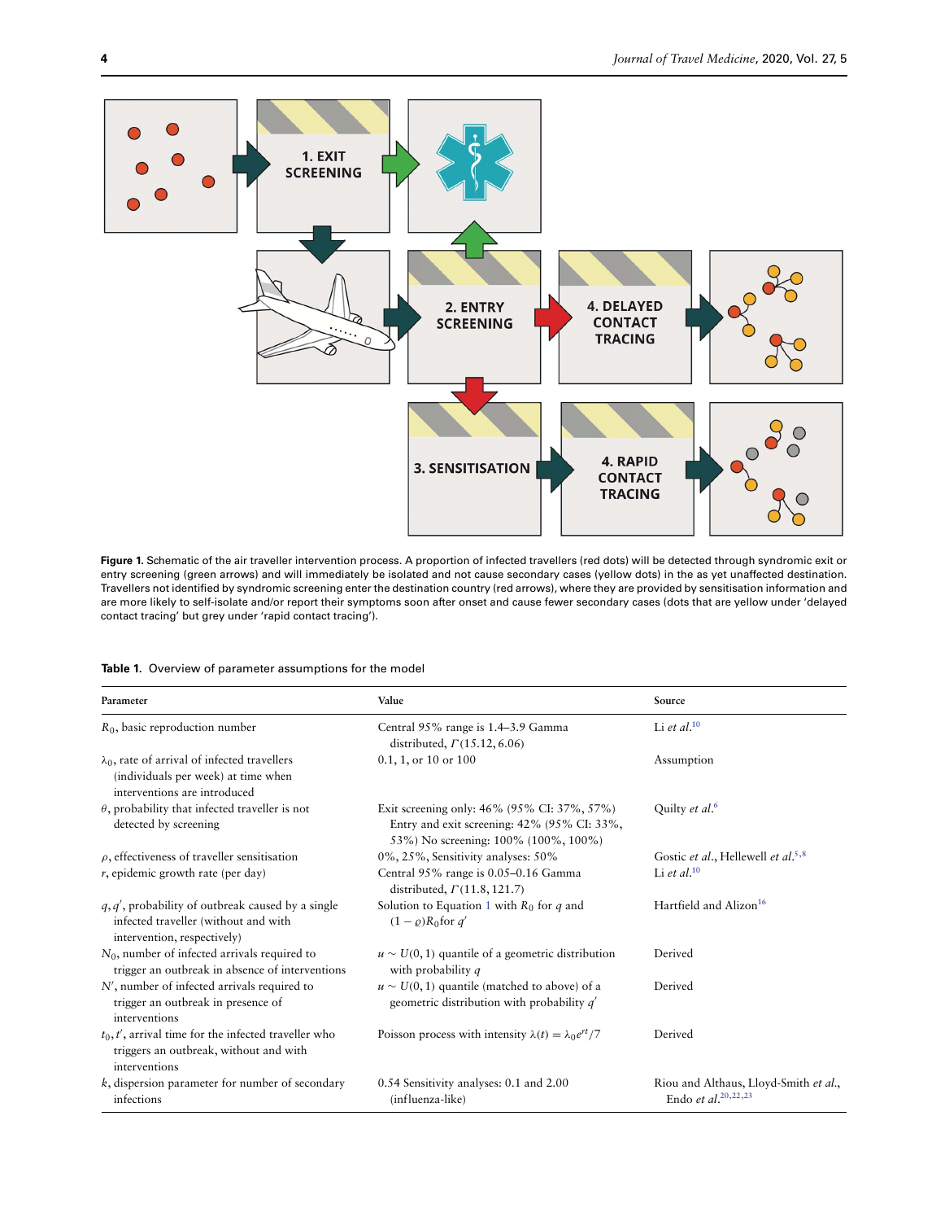**Figure 1.** Schematic of the air traveller intervention process. A proportion of infected travellers (red dots) will be detected through syndromic exit or entry screening (green arrows) and will immediately be isolated and not cause secondary cases (yellow dots) in the as yet unaffected destination. Travellers not identified by syndromic screening enter the destination country (red arrows), where they are provided by sensitisation information and are more likely to self-isolate and/or report their symptoms soon after onset and cause fewer secondary cases (dots that are yellow under 'delayed contact tracing' but grey under 'rapid contact tracing').

**Table 1.** Overview of parameter assumptions for the model

| Parameter | Value | Source |
|---|---|---|
| $R_0$, basic reproduction number | Central 95% range is 1.4–3.9 Gamma distributed, $\Gamma(15.12, 6.06)$ | Li *et al.*[10] |
| $\lambda_0$, rate of arrival of infected travellers (individuals per week) at time when interventions are introduced | 0.1, 1, or 10 or 100 | Assumption |
| $\theta$, probability that infected traveller is not detected by screening | Exit screening only: 46% (95% CI: 37%, 57%) Entry and exit screening: 42% (95% CI: 33%, 53%) No screening: 100% (100%, 100%) | Quilty *et al.*[6] |
| $\rho$, effectiveness of traveller sensitisation | 0%, 25%, Sensitivity analyses: 50% | Gostic *et al.*, Hellewell *et al.*[5,8] |
| $r$, epidemic growth rate (per day) | Central 95% range is 0.05–0.16 Gamma distributed, $\Gamma(11.8, 121.7)$ | Li *et al.*[10] |
| $q, q'$, probability of outbreak caused by a single infected traveller (without and with intervention, respectively) | Solution to Equation 1 with $R_0$ for $q$ and $(1-\varrho)R_0$ for $q'$ | Hartfield and Alizon[16] |
| $N_0$, number of infected arrivals required to trigger an outbreak in absence of interventions | $u \sim U(0,1)$ quantile of a geometric distribution with probability $q$ | Derived |
| $N'$, number of infected arrivals required to trigger an outbreak in presence of interventions | $u \sim U(0,1)$ quantile (matched to above) of a geometric distribution with probability $q'$ | Derived |
| $t_0, t'$, arrival time for the infected traveller who triggers an outbreak, without and with interventions | Poisson process with intensity $\lambda(t) = \lambda_0 e^{rt}/7$ | Derived |
| $k$, dispersion parameter for number of secondary infections | 0.54 Sensitivity analyses: 0.1 and 2.00 (influenza-like) | Riou and Althaus, Lloyd-Smith *et al.*, Endo *et al.*[20,22,23] |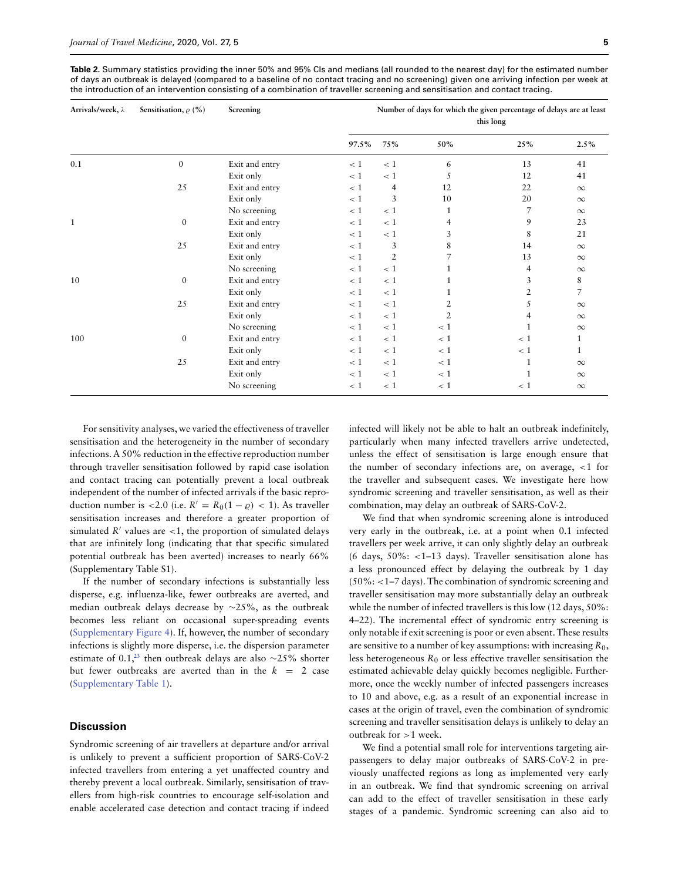**Table 2.** Summary statistics providing the inner 50% and 95% CIs and medians (all rounded to the nearest day) for the estimated number of days an outbreak is delayed (compared to a baseline of no contact tracing and no screening) given one arriving infection per week at the introduction of an intervention consisting of a combination of traveller screening and sensitisation and contact tracing.

| Arrivals/week, $\lambda$ | Sensitisation, $\varrho$ (%) | Screening | Number of days for which the given percentage of delays are at least this long | | | | |
|---|---|---|---|---|---|---|---|
| | | | 97.5% | 75% | 50% | 25% | 2.5% |
| 0.1 | 0 | Exit and entry | < 1 | < 1 | 6 | 13 | 41 |
| | | Exit only | < 1 | < 1 | 5 | 12 | 41 |
| | 25 | Exit and entry | < 1 | 4 | 12 | 22 | $\infty$ |
| | | Exit only | < 1 | 3 | 10 | 20 | $\infty$ |
| | | No screening | < 1 | < 1 | 1 | 7 | $\infty$ |
| 1 | 0 | Exit and entry | < 1 | < 1 | 4 | 9 | 23 |
| | | Exit only | < 1 | < 1 | 3 | 8 | 21 |
| | 25 | Exit and entry | < 1 | 3 | 8 | 14 | $\infty$ |
| | | Exit only | < 1 | 2 | 7 | 13 | $\infty$ |
| | | No screening | < 1 | < 1 | 1 | 4 | $\infty$ |
| 10 | 0 | Exit and entry | < 1 | < 1 | 1 | 3 | 8 |
| | | Exit only | < 1 | < 1 | 1 | 2 | 7 |
| | 25 | Exit and entry | < 1 | < 1 | 2 | 5 | $\infty$ |
| | | Exit only | < 1 | < 1 | 2 | 4 | $\infty$ |
| | | No screening | < 1 | < 1 | < 1 | 1 | $\infty$ |
| 100 | 0 | Exit and entry | < 1 | < 1 | < 1 | < 1 | 1 |
| | | Exit only | < 1 | < 1 | < 1 | < 1 | 1 |
| | 25 | Exit and entry | < 1 | < 1 | < 1 | 1 | $\infty$ |
| | | Exit only | < 1 | < 1 | < 1 | 1 | $\infty$ |
| | | No screening | < 1 | < 1 | < 1 | < 1 | $\infty$ |

For sensitivity analyses, we varied the effectiveness of traveller sensitisation and the heterogeneity in the number of secondary infections. A 50% reduction in the effective reproduction number through traveller sensitisation followed by rapid case isolation and contact tracing can potentially prevent a local outbreak independent of the number of infected arrivals if the basic reproduction number is <2.0 (i.e. $R' = R_0(1 - \varrho) < 1$). As traveller sensitisation increases and therefore a greater proportion of simulated $R'$ values are <1, the proportion of simulated delays that are infinitely long (indicating that that specific simulated potential outbreak has been averted) increases to nearly 66% (Supplementary Table S1).

If the number of secondary infections is substantially less disperse, e.g. influenza-like, fewer outbreaks are averted, and median outbreak delays decrease by ~25%, as the outbreak becomes less reliant on occasional super-spreading events (Supplementary Figure 4). If, however, the number of secondary infections is slightly more disperse, i.e. the dispersion parameter estimate of 0.1,[23] then outbreak delays are also ~25% shorter but fewer outbreaks are averted than in the $k = 2$ case (Supplementary Table 1).

## Discussion

Syndromic screening of air travellers at departure and/or arrival is unlikely to prevent a sufficient proportion of SARS-CoV-2 infected travellers from entering a yet unaffected country and thereby prevent a local outbreak. Similarly, sensitisation of travellers from high-risk countries to encourage self-isolation and enable accelerated case detection and contact tracing if indeed infected will likely not be able to halt an outbreak indefinitely, particularly when many infected travellers arrive undetected, unless the effect of sensitisation is large enough ensure that the number of secondary infections are, on average, <1 for the traveller and subsequent cases. We investigate here how syndromic screening and traveller sensitisation, as well as their combination, may delay an outbreak of SARS-CoV-2.

We find that when syndromic screening alone is introduced very early in the outbreak, i.e. at a point when 0.1 infected travellers per week arrive, it can only slightly delay an outbreak (6 days, 50%: <1–13 days). Traveller sensitisation alone has a less pronounced effect by delaying the outbreak by 1 day (50%: <1–7 days). The combination of syndromic screening and traveller sensitisation may more substantially delay an outbreak while the number of infected travellers is this low (12 days, 50%: 4–22). The incremental effect of syndromic entry screening is only notable if exit screening is poor or even absent. These results are sensitive to a number of key assumptions: with increasing $R_0$, less heterogeneous $R_0$ or less effective traveller sensitisation the estimated achievable delay quickly becomes negligible. Furthermore, once the weekly number of infected passengers increases to 10 and above, e.g. as a result of an exponential increase in cases at the origin of travel, even the combination of syndromic screening and traveller sensitisation delays is unlikely to delay an outbreak for >1 week.

We find a potential small role for interventions targeting air-passengers to delay major outbreaks of SARS-CoV-2 in previously unaffected regions as long as implemented very early in an outbreak. We find that syndromic screening on arrival can add to the effect of traveller sensitisation in these early stages of a pandemic. Syndromic screening can also aid to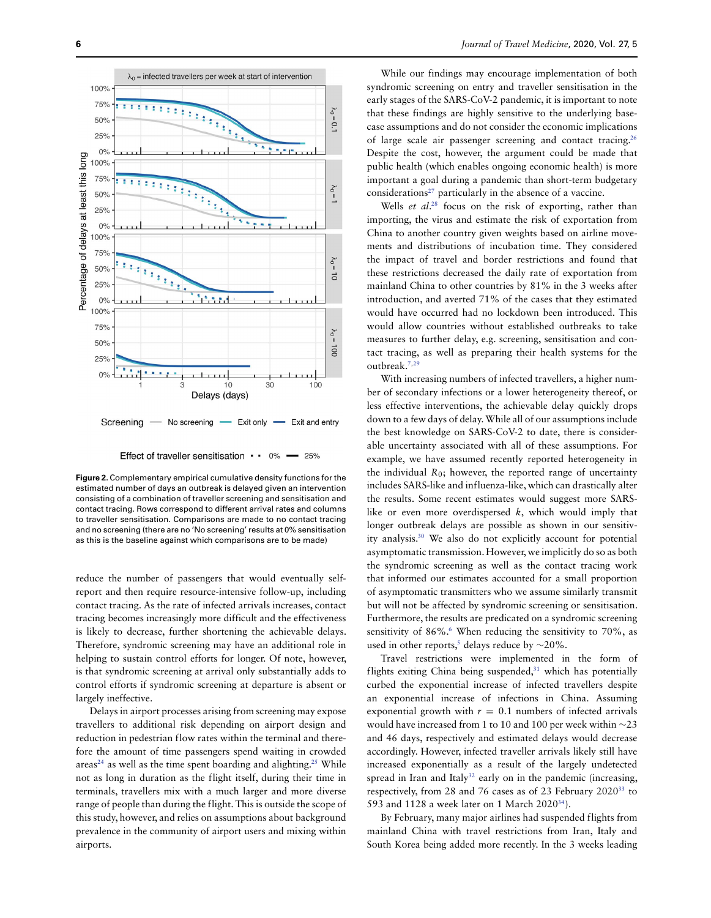**Figure 2.** Complementary empirical cumulative density functions for the estimated number of days an outbreak is delayed given an intervention consisting of a combination of traveller screening and sensitisation and contact tracing. Rows correspond to different arrival rates and columns to traveller sensitisation. Comparisons are made to no contact tracing and no screening (there are no 'No screening' results at 0% sensitisation as this is the baseline against which comparisons are to be made)

reduce the number of passengers that would eventually self-report and then require resource-intensive follow-up, including contact tracing. As the rate of infected arrivals increases, contact tracing becomes increasingly more difficult and the effectiveness is likely to decrease, further shortening the achievable delays. Therefore, syndromic screening may have an additional role in helping to sustain control efforts for longer. Of note, however, is that syndromic screening at arrival only substantially adds to control efforts if syndromic screening at departure is absent or largely ineffective.

Delays in airport processes arising from screening may expose travellers to additional risk depending on airport design and reduction in pedestrian flow rates within the terminal and therefore the amount of time passengers spend waiting in crowded areas[24] as well as the time spent boarding and alighting.[25] While not as long in duration as the flight itself, during their time in terminals, travellers mix with a much larger and more diverse range of people than during the flight. This is outside the scope of this study, however, and relies on assumptions about background prevalence in the community of airport users and mixing within airports.

While our findings may encourage implementation of both syndromic screening on entry and traveller sensitisation in the early stages of the SARS-CoV-2 pandemic, it is important to note that these findings are highly sensitive to the underlying base-case assumptions and do not consider the economic implications of large scale air passenger screening and contact tracing.[26] Despite the cost, however, the argument could be made that public health (which enables ongoing economic health) is more important a goal during a pandemic than short-term budgetary considerations[27] particularly in the absence of a vaccine.

Wells *et al.*[28] focus on the risk of exporting, rather than importing, the virus and estimate the risk of exportation from China to another country given weights based on airline movements and distributions of incubation time. They considered the impact of travel and border restrictions and found that these restrictions decreased the daily rate of exportation from mainland China to other countries by 81% in the 3 weeks after introduction, and averted 71% of the cases that they estimated would have occurred had no lockdown been introduced. This would allow countries without established outbreaks to take measures to further delay, e.g. screening, sensitisation and contact tracing, as well as preparing their health systems for the outbreak.[7,29]

With increasing numbers of infected travellers, a higher number of secondary infections or a lower heterogeneity thereof, or less effective interventions, the achievable delay quickly drops down to a few days of delay. While all of our assumptions include the best knowledge on SARS-CoV-2 to date, there is considerable uncertainty associated with all of these assumptions. For example, we have assumed recently reported heterogeneity in the individual $R_0$; however, the reported range of uncertainty includes SARS-like and influenza-like, which can drastically alter the results. Some recent estimates would suggest more SARS-like or even more overdispersed $k$, which would imply that longer outbreak delays are possible as shown in our sensitivity analysis.[30] We also do not explicitly account for potential asymptomatic transmission. However, we implicitly do so as both the syndromic screening as well as the contact tracing work that informed our estimates accounted for a small proportion of asymptomatic transmitters who we assume similarly transmit but will not be affected by syndromic screening or sensitisation. Furthermore, the results are predicated on a syndromic screening sensitivity of 86%.[6] When reducing the sensitivity to 70%, as used in other reports,[5] delays reduce by ~20%.

Travel restrictions were implemented in the form of flights exiting China being suspended,[31] which has potentially curbed the exponential increase of infected travellers despite an exponential increase of infections in China. Assuming exponential growth with $r = 0.1$ numbers of infected arrivals would have increased from 1 to 10 and 100 per week within ~23 and 46 days, respectively and estimated delays would decrease accordingly. However, infected traveller arrivals likely still have increased exponentially as a result of the largely undetected spread in Iran and Italy[32] early on in the pandemic (increasing, respectively, from 28 and 76 cases as of 23 February 2020[33] to 593 and 1128 a week later on 1 March 2020[34]).

By February, many major airlines had suspended flights from mainland China with travel restrictions from Iran, Italy and South Korea being added more recently. In the 3 weeks leading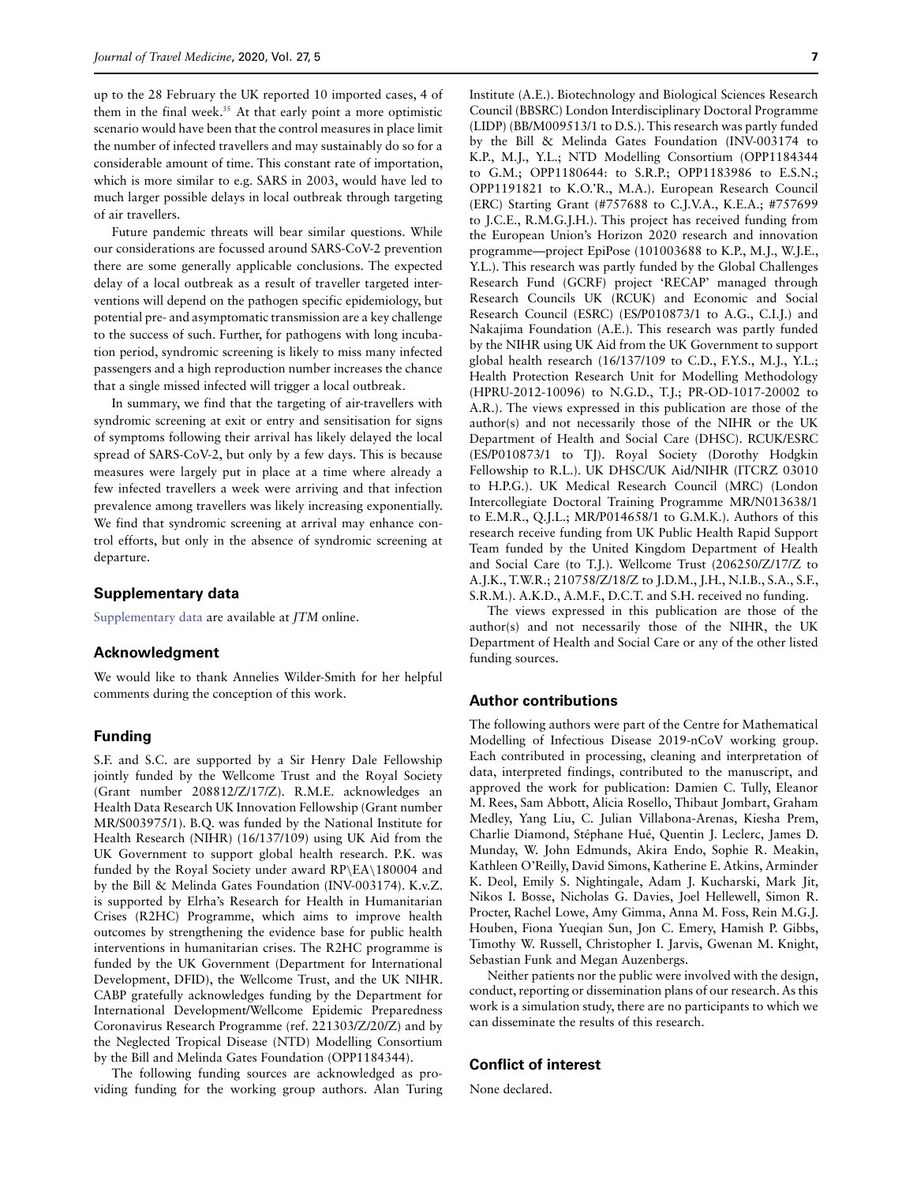up to the 28 February the UK reported 10 imported cases, 4 of them in the final week.[35] At that early point a more optimistic scenario would have been that the control measures in place limit the number of infected travellers and may sustainably do so for a considerable amount of time. This constant rate of importation, which is more similar to e.g. SARS in 2003, would have led to much larger possible delays in local outbreak through targeting of air travellers.

Future pandemic threats will bear similar questions. While our considerations are focussed around SARS-CoV-2 prevention there are some generally applicable conclusions. The expected delay of a local outbreak as a result of traveller targeted interventions will depend on the pathogen specific epidemiology, but potential pre- and asymptomatic transmission are a key challenge to the success of such. Further, for pathogens with long incubation period, syndromic screening is likely to miss many infected passengers and a high reproduction number increases the chance that a single missed infected will trigger a local outbreak.

In summary, we find that the targeting of air-travellers with syndromic screening at exit or entry and sensitisation for signs of symptoms following their arrival has likely delayed the local spread of SARS-CoV-2, but only by a few days. This is because measures were largely put in place at a time where already a few infected travellers a week were arriving and that infection prevalence among travellers was likely increasing exponentially. We find that syndromic screening at arrival may enhance control efforts, but only in the absence of syndromic screening at departure.

## Supplementary data

Supplementary data are available at *JTM* online.

## Acknowledgment

We would like to thank Annelies Wilder-Smith for her helpful comments during the conception of this work.

## Funding

S.F. and S.C. are supported by a Sir Henry Dale Fellowship jointly funded by the Wellcome Trust and the Royal Society (Grant number 208812/Z/17/Z). R.M.E. acknowledges an Health Data Research UK Innovation Fellowship (Grant number MR/S003975/1). B.Q. was funded by the National Institute for Health Research (NIHR) (16/137/109) using UK Aid from the UK Government to support global health research. P.K. was funded by the Royal Society under award RP\EA\180004 and by the Bill & Melinda Gates Foundation (INV-003174). K.v.Z. is supported by Elrha's Research for Health in Humanitarian Crises (R2HC) Programme, which aims to improve health outcomes by strengthening the evidence base for public health interventions in humanitarian crises. The R2HC programme is funded by the UK Government (Department for International Development, DFID), the Wellcome Trust, and the UK NIHR. CABP gratefully acknowledges funding by the Department for International Development/Wellcome Epidemic Preparedness Coronavirus Research Programme (ref. 221303/Z/20/Z) and by the Neglected Tropical Disease (NTD) Modelling Consortium by the Bill and Melinda Gates Foundation (OPP1184344).

The following funding sources are acknowledged as providing funding for the working group authors. Alan Turing Institute (A.E.). Biotechnology and Biological Sciences Research Council (BBSRC) London Interdisciplinary Doctoral Programme (LIDP) (BB/M009513/1 to D.S.). This research was partly funded by the Bill & Melinda Gates Foundation (INV-003174 to K.P., M.J., Y.L.; NTD Modelling Consortium (OPP1184344 to G.M.; OPP1180644: to S.R.P.; OPP1183986 to E.S.N.; OPP1191821 to K.O.'R., M.A.). European Research Council (ERC) Starting Grant (#757688 to C.J.V.A., K.E.A.; #757699 to J.C.E., R.M.G.J.H.). This project has received funding from the European Union's Horizon 2020 research and innovation programme—project EpiPose (101003688 to K.P., M.J., W.J.E., Y.L.). This research was partly funded by the Global Challenges Research Fund (GCRF) project 'RECAP' managed through Research Councils UK (RCUK) and Economic and Social Research Council (ESRC) (ES/P010873/1 to A.G., C.I.J.) and Nakajima Foundation (A.E.). This research was partly funded by the NIHR using UK Aid from the UK Government to support global health research (16/137/109 to C.D., F.Y.S., M.J., Y.L.; Health Protection Research Unit for Modelling Methodology (HPRU-2012-10096) to N.G.D., T.J.; PR-OD-1017-20002 to A.R.). The views expressed in this publication are those of the author(s) and not necessarily those of the NIHR or the UK Department of Health and Social Care (DHSC). RCUK/ESRC (ES/P010873/1 to TJ). Royal Society (Dorothy Hodgkin Fellowship to R.L.). UK DHSC/UK Aid/NIHR (ITCRZ 03010 to H.P.G.). UK Medical Research Council (MRC) (London Intercollegiate Doctoral Training Programme MR/N013638/1 to E.M.R., Q.J.L.; MR/P014658/1 to G.M.K.). Authors of this research receive funding from UK Public Health Rapid Support Team funded by the United Kingdom Department of Health and Social Care (to T.J.). Wellcome Trust (206250/Z/17/Z to A.J.K., T.W.R.; 210758/Z/18/Z to J.D.M., J.H., N.I.B., S.A., S.F., S.R.M.). A.K.D., A.M.F., D.C.T. and S.H. received no funding.

The views expressed in this publication are those of the author(s) and not necessarily those of the NIHR, the UK Department of Health and Social Care or any of the other listed funding sources.

## Author contributions

The following authors were part of the Centre for Mathematical Modelling of Infectious Disease 2019-nCoV working group. Each contributed in processing, cleaning and interpretation of data, interpreted findings, contributed to the manuscript, and approved the work for publication: Damien C. Tully, Eleanor M. Rees, Sam Abbott, Alicia Rosello, Thibaut Jombart, Graham Medley, Yang Liu, C. Julian Villabona-Arenas, Kiesha Prem, Charlie Diamond, Stéphane Hué, Quentin J. Leclerc, James D. Munday, W. John Edmunds, Akira Endo, Sophie R. Meakin, Kathleen O'Reilly, David Simons, Katherine E. Atkins, Arminder K. Deol, Emily S. Nightingale, Adam J. Kucharski, Mark Jit, Nikos I. Bosse, Nicholas G. Davies, Joel Hellewell, Simon R. Procter, Rachel Lowe, Amy Gimma, Anna M. Foss, Rein M.G.J. Houben, Fiona Yueqian Sun, Jon C. Emery, Hamish P. Gibbs, Timothy W. Russell, Christopher I. Jarvis, Gwenan M. Knight, Sebastian Funk and Megan Auzenbergs.

Neither patients nor the public were involved with the design, conduct, reporting or dissemination plans of our research. As this work is a simulation study, there are no participants to which we can disseminate the results of this research.

## Conflict of interest

None declared.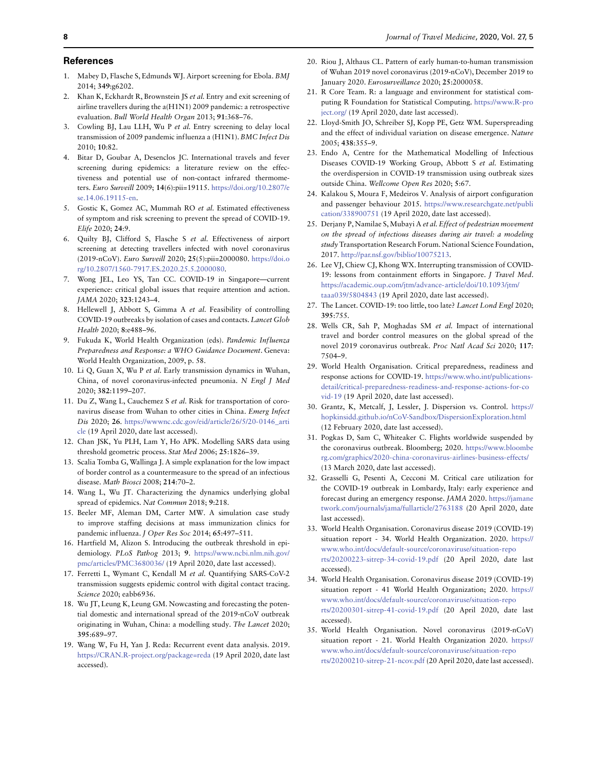## References

1. Mabey D, Flasche S, Edmunds WJ. Airport screening for Ebola. *BMJ* 2014; **349**:g6202.
2. Khan K, Eckhardt R, Brownstein JS *et al.* Entry and exit screening of airline travellers during the a(H1N1) 2009 pandemic: a retrospective evaluation. *Bull World Health Organ* 2013; **91**:368–76.
3. Cowling BJ, Lau LLH, Wu P *et al.* Entry screening to delay local transmission of 2009 pandemic influenza a (H1N1). *BMC Infect Dis* 2010; **10**:82.
4. Bitar D, Goubar A, Desenclos JC. International travels and fever screening during epidemics: a literature review on the effectiveness and potential use of non-contact infrared thermometers. *Euro Surveill* 2009; **14**(6):pii=19115. https://doi.org/10.2807/ese.14.06.19115-en.
5. Gostic K, Gomez AC, Mummah RO *et al.* Estimated effectiveness of symptom and risk screening to prevent the spread of COVID-19. *Elife* 2020; **24**:9.
6. Quilty BJ, Clifford S, Flasche S *et al.* Effectiveness of airport screening at detecting travellers infected with novel coronavirus (2019-nCoV). *Euro Surveill* 2020; **25**(5):pii=2000080. https://doi.org/10.2807/1560-7917.ES.2020.25.5.2000080.
7. Wong JEL, Leo YS, Tan CC. COVID-19 in Singapore—current experience: critical global issues that require attention and action. *JAMA* 2020; **323**:1243–4.
8. Hellewell J, Abbott S, Gimma A *et al.* Feasibility of controlling COVID-19 outbreaks by isolation of cases and contacts. *Lancet Glob Health* 2020; **8**:e488–96.
9. Fukuda K, World Health Organization (eds). *Pandemic Influenza Preparedness and Response: a WHO Guidance Document*. Geneva: World Health Organization, 2009, p. 58.
10. Li Q, Guan X, Wu P *et al.* Early transmission dynamics in Wuhan, China, of novel coronavirus-infected pneumonia. *N Engl J Med* 2020; **382**:1199–207.
11. Du Z, Wang L, Cauchemez S *et al.* Risk for transportation of coronavirus disease from Wuhan to other cities in China. *Emerg Infect Dis* 2020; **26**. https://wwwnc.cdc.gov/eid/article/26/5/20-0146_article (19 April 2020, date last accessed).
12. Chan JSK, Yu PLH, Lam Y, Ho APK. Modelling SARS data using threshold geometric process. *Stat Med* 2006; **25**:1826–39.
13. Scalia Tomba G, Wallinga J. A simple explanation for the low impact of border control as a countermeasure to the spread of an infectious disease. *Math Biosci* 2008; **214**:70–2.
14. Wang L, Wu JT. Characterizing the dynamics underlying global spread of epidemics. *Nat Commun* 2018; **9**:218.
15. Beeler MF, Aleman DM, Carter MW. A simulation case study to improve staffing decisions at mass immunization clinics for pandemic influenza. *J Oper Res Soc* 2014; **65**:497–511.
16. Hartfield M, Alizon S. Introducing the outbreak threshold in epidemiology. *PLoS Pathog* 2013; **9**. https://www.ncbi.nlm.nih.gov/pmc/articles/PMC3680036/ (19 April 2020, date last accessed).
17. Ferretti L, Wymant C, Kendall M *et al.* Quantifying SARS-CoV-2 transmission suggests epidemic control with digital contact tracing. *Science* 2020; eabb6936.
18. Wu JT, Leung K, Leung GM. Nowcasting and forecasting the potential domestic and international spread of the 2019-nCoV outbreak originating in Wuhan, China: a modelling study. *The Lancet* 2020; **395**:689–97.
19. Wang W, Fu H, Yan J. Reda: Recurrent event data analysis. 2019. https://CRAN.R-project.org/package=reda (19 April 2020, date last accessed).
20. Riou J, Althaus CL. Pattern of early human-to-human transmission of Wuhan 2019 novel coronavirus (2019-nCoV), December 2019 to January 2020. *Eurosurveillance* 2020; **25**:2000058.
21. R Core Team. R: a language and environment for statistical computing R Foundation for Statistical Computing. https://www.R-project.org/ (19 April 2020, date last accessed).
22. Lloyd-Smith JO, Schreiber SJ, Kopp PE, Getz WM. Superspreading and the effect of individual variation on disease emergence. *Nature* 2005; **438**:355–9.
23. Endo A, Centre for the Mathematical Modelling of Infectious Diseases COVID-19 Working Group, Abbott S *et al.* Estimating the overdispersion in COVID-19 transmission using outbreak sizes outside China. *Wellcome Open Res* 2020; **5**:67.
24. Kalakou S, Moura F, Medeiros V. Analysis of airport configuration and passenger behaviour 2015. https://www.researchgate.net/publication/338900751 (19 April 2020, date last accessed).
25. Derjany P, Namilae S, Mubayi A *et al. Effect of pedestrian movement on the spread of infectious diseases during air travel: a modeling study* Transportation Research Forum. National Science Foundation, 2017. http://par.nsf.gov/biblio/10075213.
26. Lee VJ, Chiew CJ, Khong WX. Interrupting transmission of COVID-19: lessons from containment efforts in Singapore. *J Travel Med*. https://academic.oup.com/jtm/advance-article/doi/10.1093/jtm/taaa039/5804843 (19 April 2020, date last accessed).
27. The Lancet. COVID-19: too little, too late? *Lancet Lond Engl* 2020; **395**:755.
28. Wells CR, Sah P, Moghadas SM *et al.* Impact of international travel and border control measures on the global spread of the novel 2019 coronavirus outbreak. *Proc Natl Acad Sci* 2020; **117**: 7504–9.
29. World Health Organisation. Critical preparedness, readiness and response actions for COVID-19. https://www.who.int/publications-detail/critical-preparedness-readiness-and-response-actions-for-covid-19 (19 April 2020, date last accessed).
30. Grantz, K, Metcalf, J, Lessler, J. Dispersion vs. Control. https://hopkinsidd.github.io/nCoV-Sandbox/DispersionExploration.html (12 February 2020, date last accessed).
31. Pogkas D, Sam C, Whiteaker C. Flights worldwide suspended by the coronavirus outbreak. Bloomberg; 2020. https://www.bloomberg.com/graphics/2020-china-coronavirus-airlines-business-effects/ (13 March 2020, date last accessed).
32. Grasselli G, Pesenti A, Cecconi M. Critical care utilization for the COVID-19 outbreak in Lombardy, Italy: early experience and forecast during an emergency response. *JAMA* 2020. https://jamanetwork.com/journals/jama/fullarticle/2763188 (20 April 2020, date last accessed).
33. World Health Organisation. Coronavirus disease 2019 (COVID-19) situation report - 34. World Health Organization. 2020. https://www.who.int/docs/default-source/coronaviruse/situation-reports/20200223-sitrep-34-covid-19.pdf (20 April 2020, date last accessed).
34. World Health Organisation. Coronavirus disease 2019 (COVID-19) situation report - 41 World Health Organization; 2020. https://www.who.int/docs/default-source/coronaviruse/situation-reports/20200301-sitrep-41-covid-19.pdf (20 April 2020, date last accessed).
35. World Health Organisation. Novel coronavirus (2019-nCoV) situation report - 21. World Health Organization 2020. https://www.who.int/docs/default-source/coronaviruse/situation-reports/20200210-sitrep-21-ncov.pdf (20 April 2020, date last accessed).